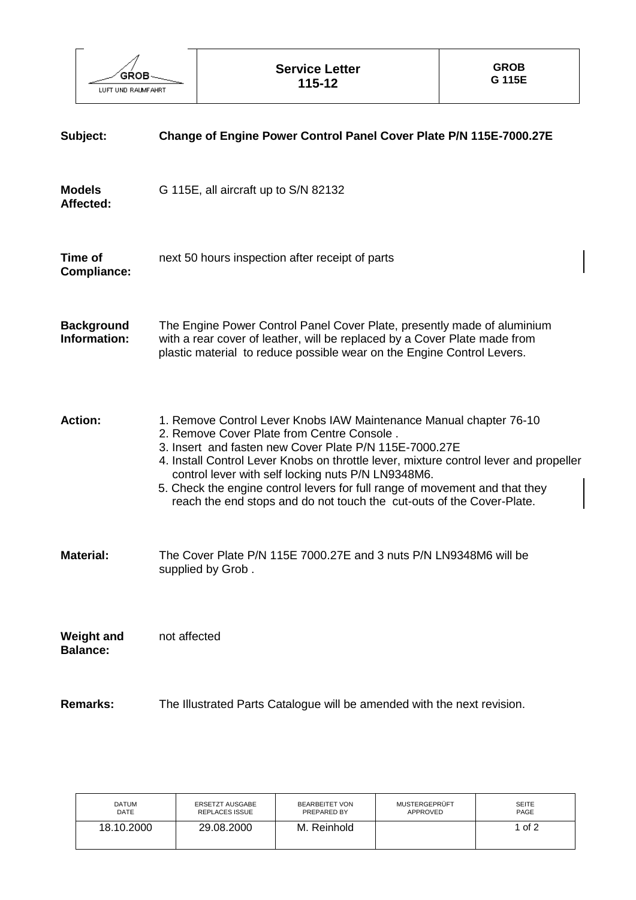| GROB LUFT UND RAUMFAHRT | **Service Letter 115-12** | **GROB G 115E** |
|---|---|---|

**Subject:** **Change of Engine Power Control Panel Cover Plate P/N 115E-7000.27E**

**Models Affected:** G 115E, all aircraft up to S/N 82132

**Time of Compliance:** next 50 hours inspection after receipt of parts

**Background Information:** The Engine Power Control Panel Cover Plate, presently made of aluminium with a rear cover of leather, will be replaced by a Cover Plate made from plastic material to reduce possible wear on the Engine Control Levers.

**Action:**

1. Remove Control Lever Knobs IAW Maintenance Manual chapter 76-10
2. Remove Cover Plate from Centre Console .
3. Insert and fasten new Cover Plate P/N 115E-7000.27E
4. Install Control Lever Knobs on throttle lever, mixture control lever and propeller control lever with self locking nuts P/N LN9348M6.
5. Check the engine control levers for full range of movement and that they reach the end stops and do not touch the cut-outs of the Cover-Plate.

**Material:** The Cover Plate P/N 115E 7000.27E and 3 nuts P/N LN9348M6 will be supplied by Grob .

**Weight and Balance:** not affected

**Remarks:** The Illustrated Parts Catalogue will be amended with the next revision.

| DATUM DATE | ERSETZT AUSGABE REPLACES ISSUE | BEARBEITET VON PREPARED BY | MUSTERGEPRÜFT APPROVED | SEITE PAGE |
|---|---|---|---|---|
| 18.10.2000 | 29.08.2000 | M. Reinhold | | 1 of 2 |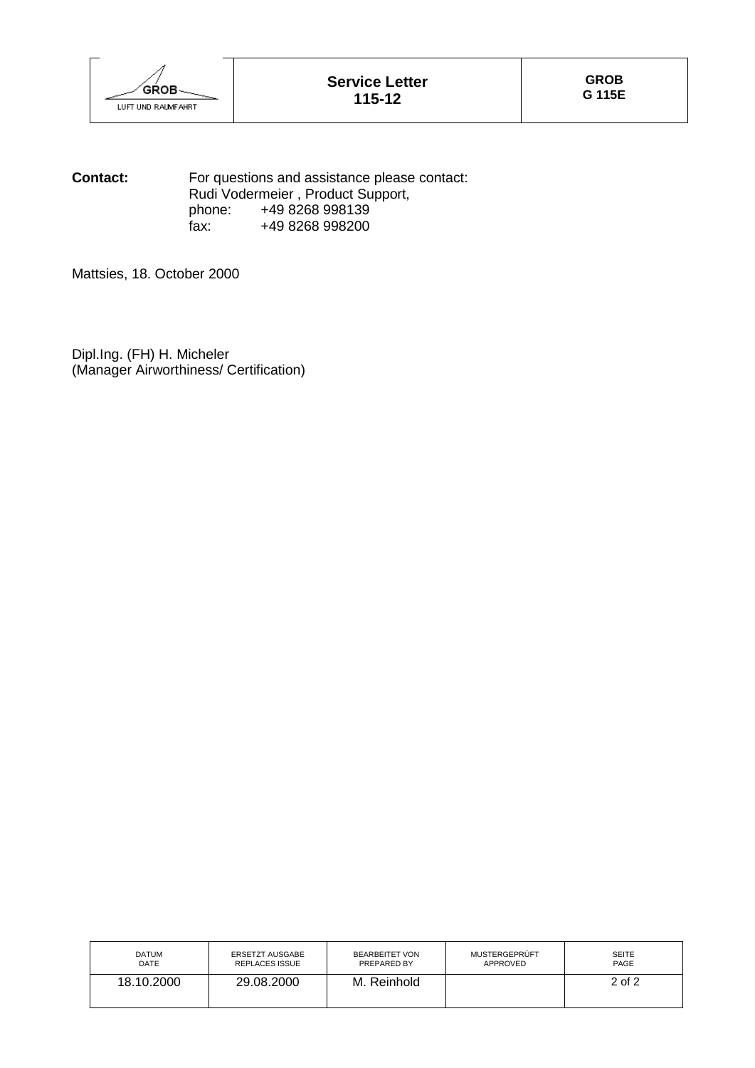**Contact:** For questions and assistance please contact:
Rudi Vodermeier , Product Support,
phone: +49 8268 998139
fax: +49 8268 998200

Mattsies, 18. October 2000

Dipl.Ing. (FH) H. Micheler
(Manager Airworthiness/ Certification)

| DATUM<br>DATE | ERSETZT AUSGABE<br>REPLACES ISSUE | BEARBEITET VON<br>PREPARED BY | MUSTERGEPRÜFT<br>APPROVED | SEITE<br>PAGE |
|---|---|---|---|---|
| 18.10.2000 | 29.08.2000 | M. Reinhold | | 2 of 2 |